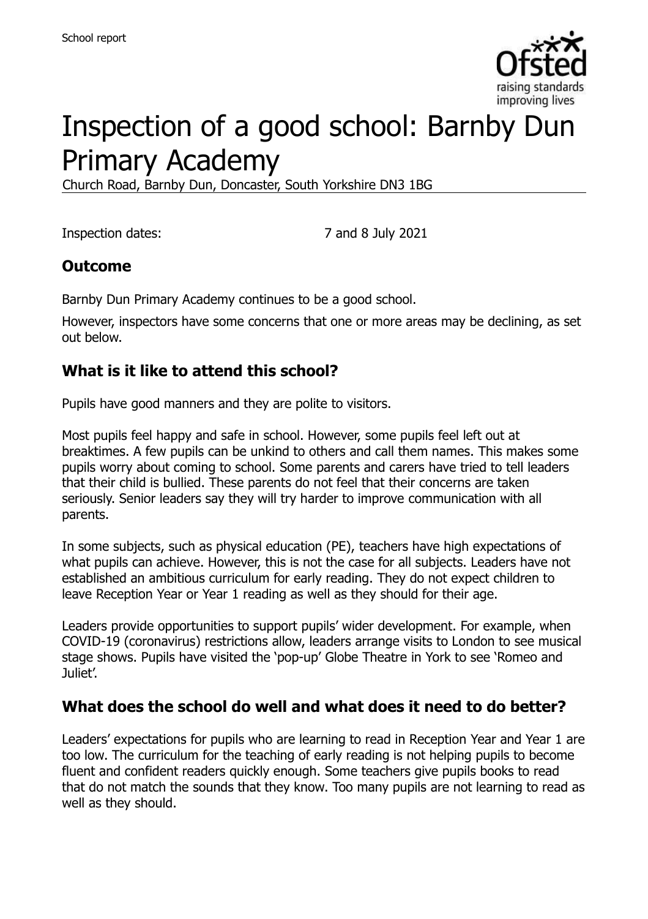School report

# Inspection of a good school: Barnby Dun Primary Academy

Church Road, Barnby Dun, Doncaster, South Yorkshire DN3 1BG

Inspection dates: 7 and 8 July 2021

## Outcome

Barnby Dun Primary Academy continues to be a good school.

However, inspectors have some concerns that one or more areas may be declining, as set out below.

## What is it like to attend this school?

Pupils have good manners and they are polite to visitors.

Most pupils feel happy and safe in school. However, some pupils feel left out at breaktimes. A few pupils can be unkind to others and call them names. This makes some pupils worry about coming to school. Some parents and carers have tried to tell leaders that their child is bullied. These parents do not feel that their concerns are taken seriously. Senior leaders say they will try harder to improve communication with all parents.

In some subjects, such as physical education (PE), teachers have high expectations of what pupils can achieve. However, this is not the case for all subjects. Leaders have not established an ambitious curriculum for early reading. They do not expect children to leave Reception Year or Year 1 reading as well as they should for their age.

Leaders provide opportunities to support pupils' wider development. For example, when COVID-19 (coronavirus) restrictions allow, leaders arrange visits to London to see musical stage shows. Pupils have visited the 'pop-up' Globe Theatre in York to see 'Romeo and Juliet'.

## What does the school do well and what does it need to do better?

Leaders' expectations for pupils who are learning to read in Reception Year and Year 1 are too low. The curriculum for the teaching of early reading is not helping pupils to become fluent and confident readers quickly enough. Some teachers give pupils books to read that do not match the sounds that they know. Too many pupils are not learning to read as well as they should.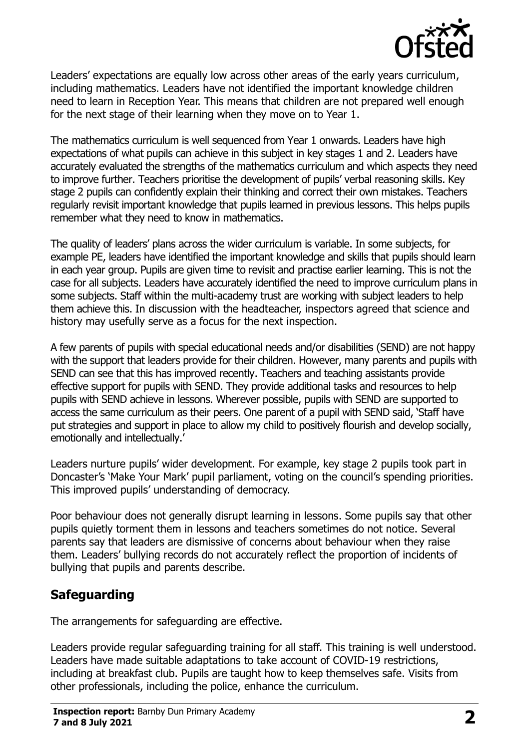Leaders' expectations are equally low across other areas of the early years curriculum, including mathematics. Leaders have not identified the important knowledge children need to learn in Reception Year. This means that children are not prepared well enough for the next stage of their learning when they move on to Year 1.

The mathematics curriculum is well sequenced from Year 1 onwards. Leaders have high expectations of what pupils can achieve in this subject in key stages 1 and 2. Leaders have accurately evaluated the strengths of the mathematics curriculum and which aspects they need to improve further. Teachers prioritise the development of pupils' verbal reasoning skills. Key stage 2 pupils can confidently explain their thinking and correct their own mistakes. Teachers regularly revisit important knowledge that pupils learned in previous lessons. This helps pupils remember what they need to know in mathematics.

The quality of leaders' plans across the wider curriculum is variable. In some subjects, for example PE, leaders have identified the important knowledge and skills that pupils should learn in each year group. Pupils are given time to revisit and practise earlier learning. This is not the case for all subjects. Leaders have accurately identified the need to improve curriculum plans in some subjects. Staff within the multi-academy trust are working with subject leaders to help them achieve this. In discussion with the headteacher, inspectors agreed that science and history may usefully serve as a focus for the next inspection.

A few parents of pupils with special educational needs and/or disabilities (SEND) are not happy with the support that leaders provide for their children. However, many parents and pupils with SEND can see that this has improved recently. Teachers and teaching assistants provide effective support for pupils with SEND. They provide additional tasks and resources to help pupils with SEND achieve in lessons. Wherever possible, pupils with SEND are supported to access the same curriculum as their peers. One parent of a pupil with SEND said, 'Staff have put strategies and support in place to allow my child to positively flourish and develop socially, emotionally and intellectually.'

Leaders nurture pupils' wider development. For example, key stage 2 pupils took part in Doncaster's 'Make Your Mark' pupil parliament, voting on the council's spending priorities. This improved pupils' understanding of democracy.

Poor behaviour does not generally disrupt learning in lessons. Some pupils say that other pupils quietly torment them in lessons and teachers sometimes do not notice. Several parents say that leaders are dismissive of concerns about behaviour when they raise them. Leaders' bullying records do not accurately reflect the proportion of incidents of bullying that pupils and parents describe.

## Safeguarding

The arrangements for safeguarding are effective.

Leaders provide regular safeguarding training for all staff. This training is well understood. Leaders have made suitable adaptations to take account of COVID-19 restrictions, including at breakfast club. Pupils are taught how to keep themselves safe. Visits from other professionals, including the police, enhance the curriculum.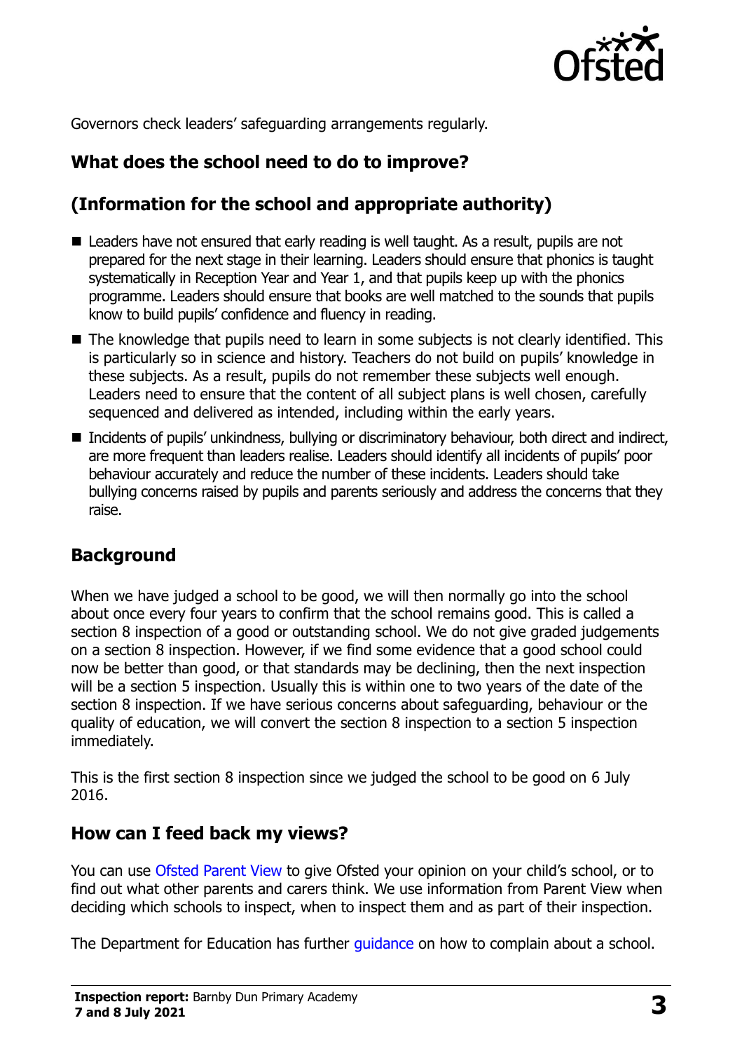Governors check leaders' safeguarding arrangements regularly.

## What does the school need to do to improve?

## (Information for the school and appropriate authority)

- Leaders have not ensured that early reading is well taught. As a result, pupils are not prepared for the next stage in their learning. Leaders should ensure that phonics is taught systematically in Reception Year and Year 1, and that pupils keep up with the phonics programme. Leaders should ensure that books are well matched to the sounds that pupils know to build pupils' confidence and fluency in reading.
- The knowledge that pupils need to learn in some subjects is not clearly identified. This is particularly so in science and history. Teachers do not build on pupils' knowledge in these subjects. As a result, pupils do not remember these subjects well enough. Leaders need to ensure that the content of all subject plans is well chosen, carefully sequenced and delivered as intended, including within the early years.
- Incidents of pupils' unkindness, bullying or discriminatory behaviour, both direct and indirect, are more frequent than leaders realise. Leaders should identify all incidents of pupils' poor behaviour accurately and reduce the number of these incidents. Leaders should take bullying concerns raised by pupils and parents seriously and address the concerns that they raise.

## Background

When we have judged a school to be good, we will then normally go into the school about once every four years to confirm that the school remains good. This is called a section 8 inspection of a good or outstanding school. We do not give graded judgements on a section 8 inspection. However, if we find some evidence that a good school could now be better than good, or that standards may be declining, then the next inspection will be a section 5 inspection. Usually this is within one to two years of the date of the section 8 inspection. If we have serious concerns about safeguarding, behaviour or the quality of education, we will convert the section 8 inspection to a section 5 inspection immediately.

This is the first section 8 inspection since we judged the school to be good on 6 July 2016.

## How can I feed back my views?

You can use Ofsted Parent View to give Ofsted your opinion on your child's school, or to find out what other parents and carers think. We use information from Parent View when deciding which schools to inspect, when to inspect them and as part of their inspection.

The Department for Education has further guidance on how to complain about a school.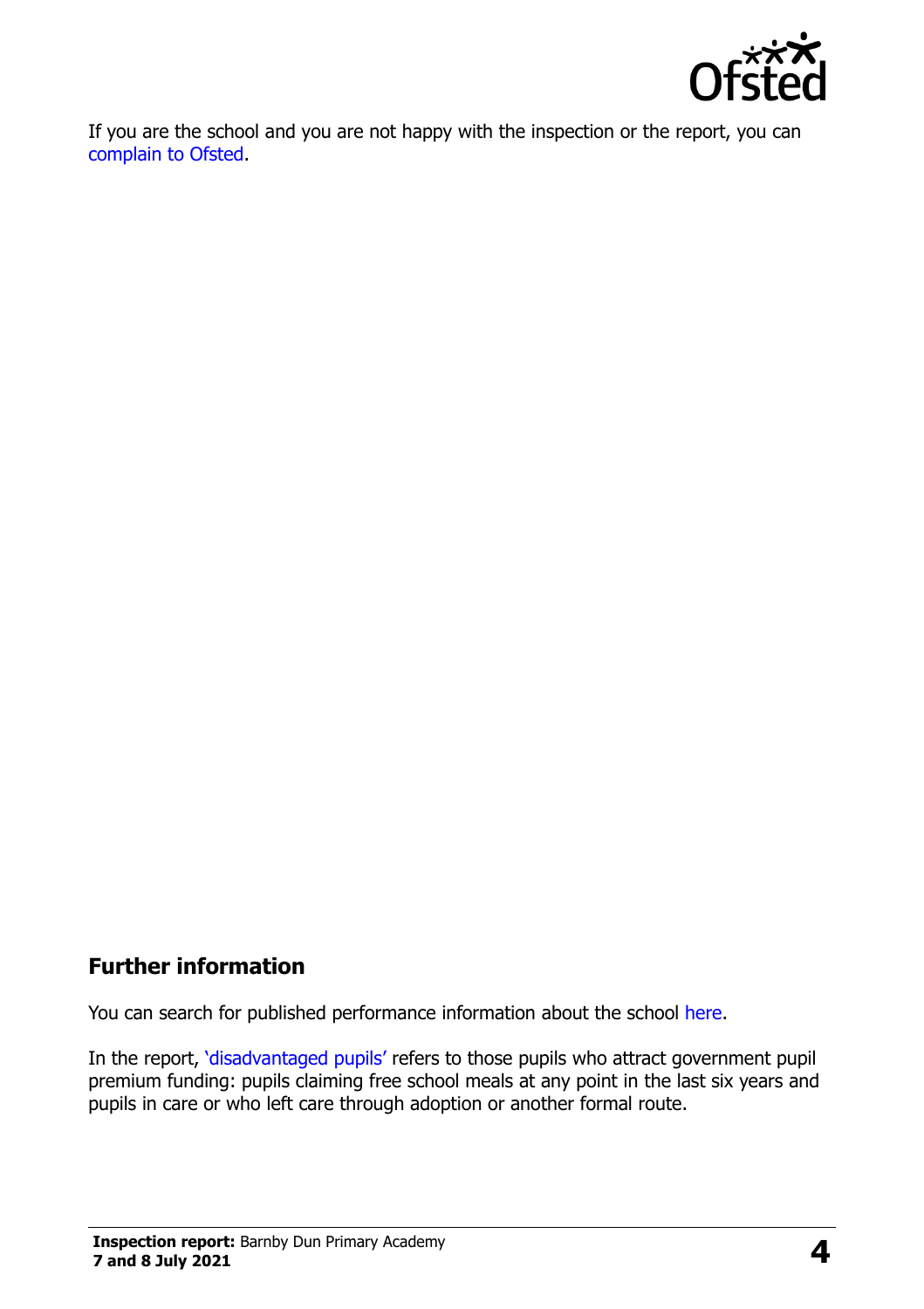If you are the school and you are not happy with the inspection or the report, you can complain to Ofsted.

## Further information

You can search for published performance information about the school here.

In the report, 'disadvantaged pupils' refers to those pupils who attract government pupil premium funding: pupils claiming free school meals at any point in the last six years and pupils in care or who left care through adoption or another formal route.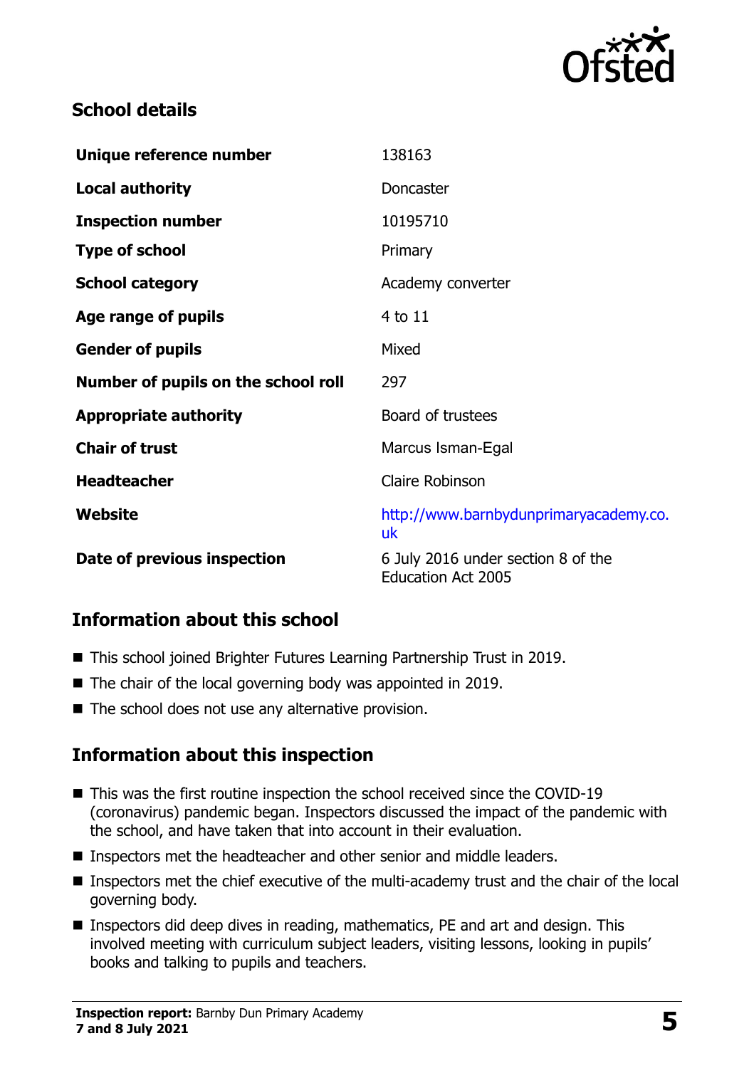## School details

| | |
|---|---|
| **Unique reference number** | 138163 |
| **Local authority** | Doncaster |
| **Inspection number** | 10195710 |
| **Type of school** | Primary |
| **School category** | Academy converter |
| **Age range of pupils** | 4 to 11 |
| **Gender of pupils** | Mixed |
| **Number of pupils on the school roll** | 297 |
| **Appropriate authority** | Board of trustees |
| **Chair of trust** | Marcus Isman-Egal |
| **Headteacher** | Claire Robinson |
| **Website** | http://www.barnbydunprimaryacademy.co.uk |
| **Date of previous inspection** | 6 July 2016 under section 8 of the Education Act 2005 |

## Information about this school

- This school joined Brighter Futures Learning Partnership Trust in 2019.
- The chair of the local governing body was appointed in 2019.
- The school does not use any alternative provision.

## Information about this inspection

- This was the first routine inspection the school received since the COVID-19 (coronavirus) pandemic began. Inspectors discussed the impact of the pandemic with the school, and have taken that into account in their evaluation.
- Inspectors met the headteacher and other senior and middle leaders.
- Inspectors met the chief executive of the multi-academy trust and the chair of the local governing body.
- Inspectors did deep dives in reading, mathematics, PE and art and design. This involved meeting with curriculum subject leaders, visiting lessons, looking in pupils' books and talking to pupils and teachers.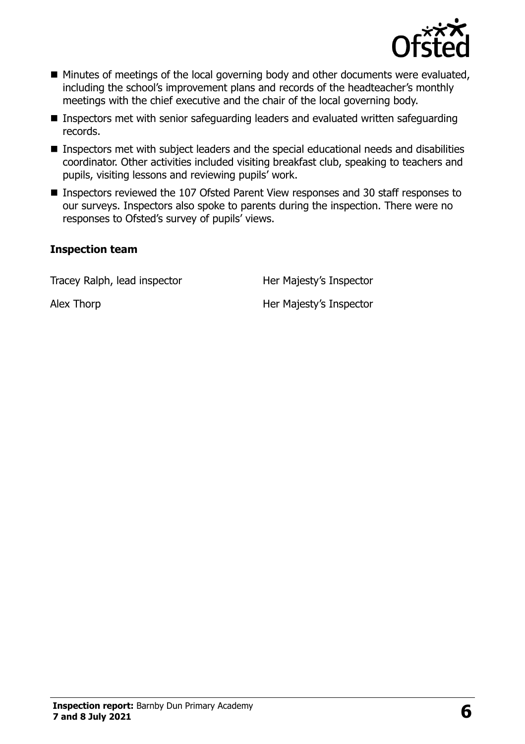- Minutes of meetings of the local governing body and other documents were evaluated, including the school's improvement plans and records of the headteacher's monthly meetings with the chief executive and the chair of the local governing body.
- Inspectors met with senior safeguarding leaders and evaluated written safeguarding records.
- Inspectors met with subject leaders and the special educational needs and disabilities coordinator. Other activities included visiting breakfast club, speaking to teachers and pupils, visiting lessons and reviewing pupils' work.
- Inspectors reviewed the 107 Ofsted Parent View responses and 30 staff responses to our surveys. Inspectors also spoke to parents during the inspection. There were no responses to Ofsted's survey of pupils' views.

### Inspection team

| | |
|---|---|
| Tracey Ralph, lead inspector | Her Majesty's Inspector |
| Alex Thorp | Her Majesty's Inspector |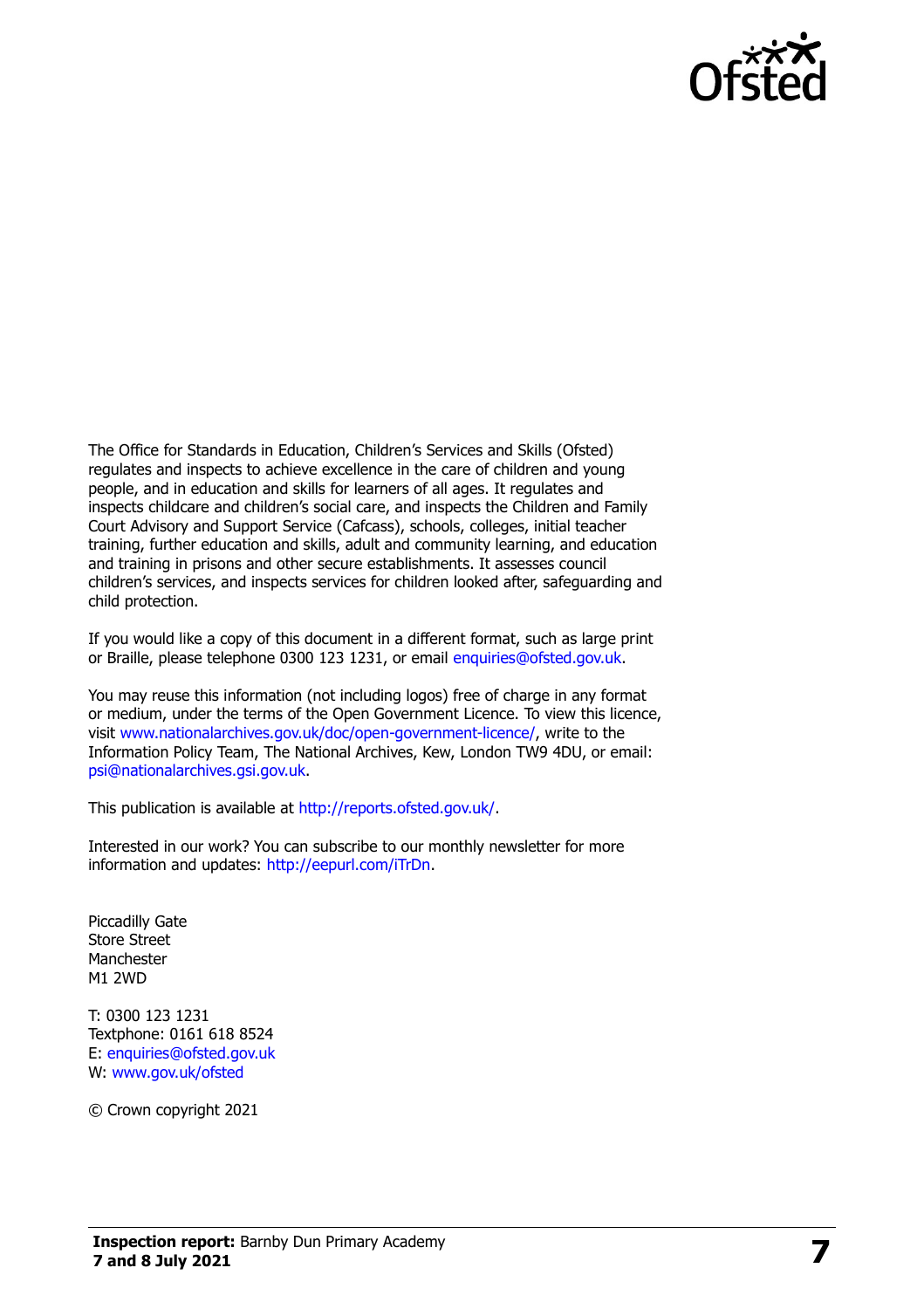The Office for Standards in Education, Children's Services and Skills (Ofsted) regulates and inspects to achieve excellence in the care of children and young people, and in education and skills for learners of all ages. It regulates and inspects childcare and children's social care, and inspects the Children and Family Court Advisory and Support Service (Cafcass), schools, colleges, initial teacher training, further education and skills, adult and community learning, and education and training in prisons and other secure establishments. It assesses council children's services, and inspects services for children looked after, safeguarding and child protection.

If you would like a copy of this document in a different format, such as large print or Braille, please telephone 0300 123 1231, or email enquiries@ofsted.gov.uk.

You may reuse this information (not including logos) free of charge in any format or medium, under the terms of the Open Government Licence. To view this licence, visit www.nationalarchives.gov.uk/doc/open-government-licence/, write to the Information Policy Team, The National Archives, Kew, London TW9 4DU, or email: psi@nationalarchives.gsi.gov.uk.

This publication is available at http://reports.ofsted.gov.uk/.

Interested in our work? You can subscribe to our monthly newsletter for more information and updates: http://eepurl.com/iTrDn.

Piccadilly Gate
Store Street
Manchester
M1 2WD

T: 0300 123 1231
Textphone: 0161 618 8524
E: enquiries@ofsted.gov.uk
W: www.gov.uk/ofsted

© Crown copyright 2021